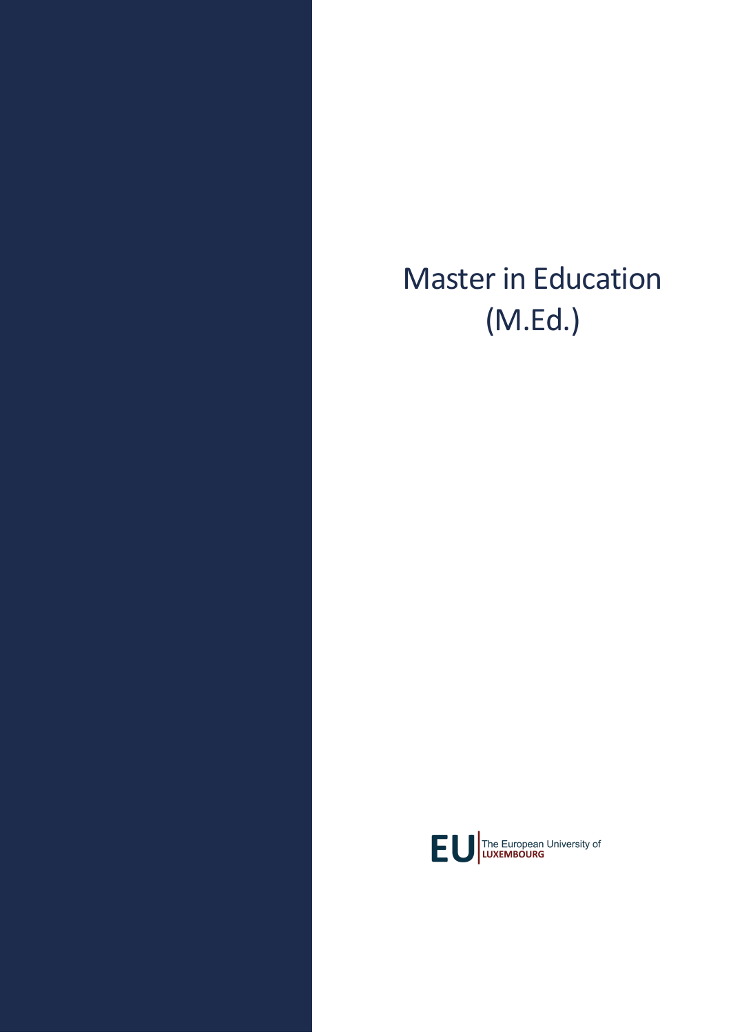# Master in Education (M.Ed.)

EU The European University of LUXEMBOURG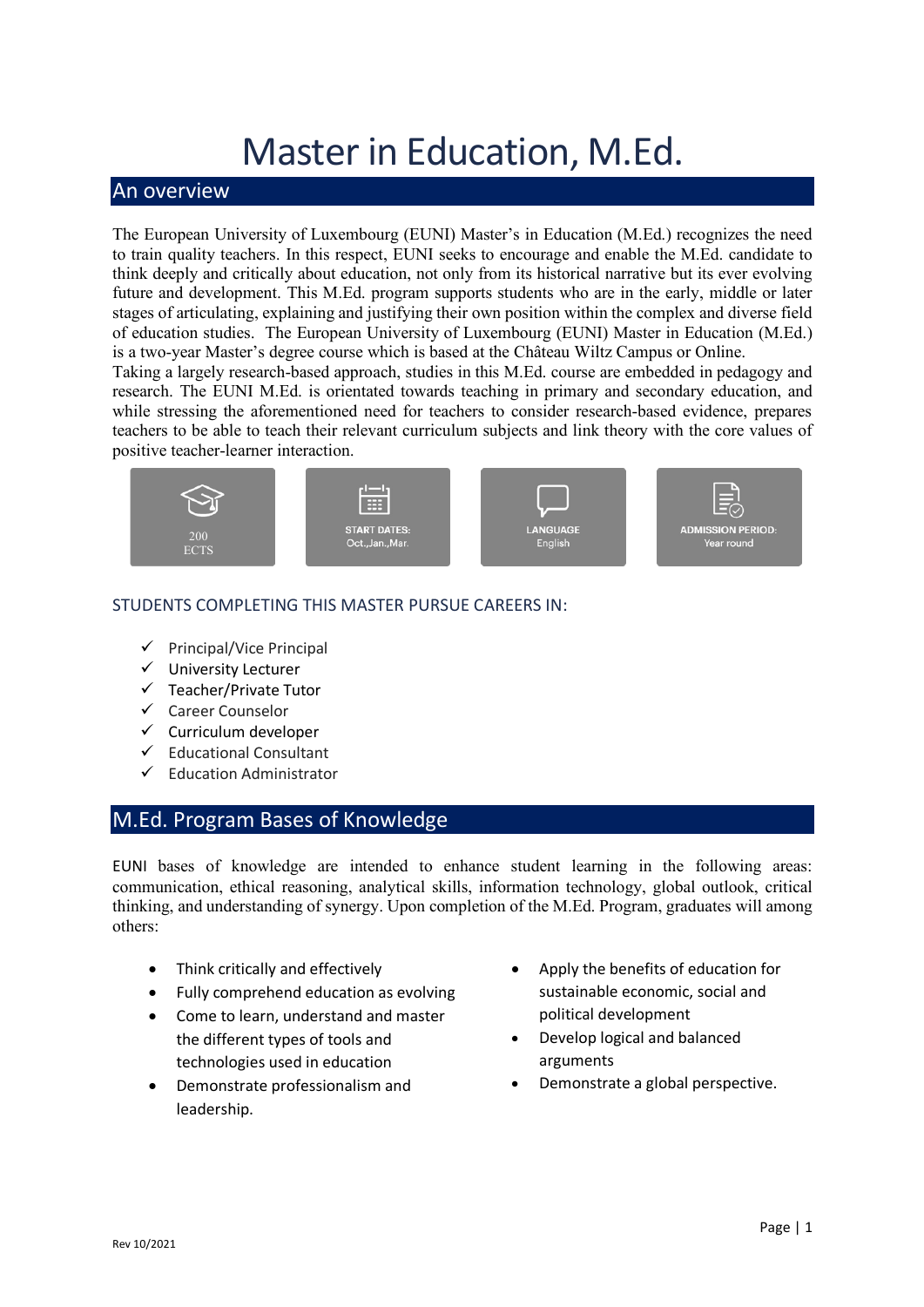# Master in Education, M.Ed.

## An overview

The European University of Luxembourg (EUNI) Master's in Education (M.Ed.) recognizes the need to train quality teachers. In this respect, EUNI seeks to encourage and enable the M.Ed. candidate to think deeply and critically about education, not only from its historical narrative but its ever evolving future and development. This M.Ed. program supports students who are in the early, middle or later stages of articulating, explaining and justifying their own position within the complex and diverse field of education studies. The European University of Luxembourg (EUNI) Master in Education (M.Ed.) is a two-year Master's degree course which is based at the Château Wiltz Campus or Online.

Taking a largely research-based approach, studies in this M.Ed. course are embedded in pedagogy and research. The EUNI M.Ed. is orientated towards teaching in primary and secondary education, and while stressing the aforementioned need for teachers to consider research-based evidence, prepares teachers to be able to teach their relevant curriculum subjects and link theory with the core values of positive teacher-learner interaction.

| 200 ECTS | START DATES: Oct.,Jan.,Mar. | LANGUAGE English | ADMISSION PERIOD: Year round |
|---|---|---|---|

### STUDENTS COMPLETING THIS MASTER PURSUE CAREERS IN:

- ✓ Principal/Vice Principal
- ✓ University Lecturer
- ✓ Teacher/Private Tutor
- ✓ Career Counselor
- ✓ Curriculum developer
- ✓ Educational Consultant
- ✓ Education Administrator

## M.Ed. Program Bases of Knowledge

EUNI bases of knowledge are intended to enhance student learning in the following areas: communication, ethical reasoning, analytical skills, information technology, global outlook, critical thinking, and understanding of synergy. Upon completion of the M.Ed. Program, graduates will among others:

- Think critically and effectively
- Fully comprehend education as evolving
- Come to learn, understand and master the different types of tools and technologies used in education
- Demonstrate professionalism and leadership.
- Apply the benefits of education for sustainable economic, social and political development
- Develop logical and balanced arguments
- Demonstrate a global perspective.

Rev 10/2021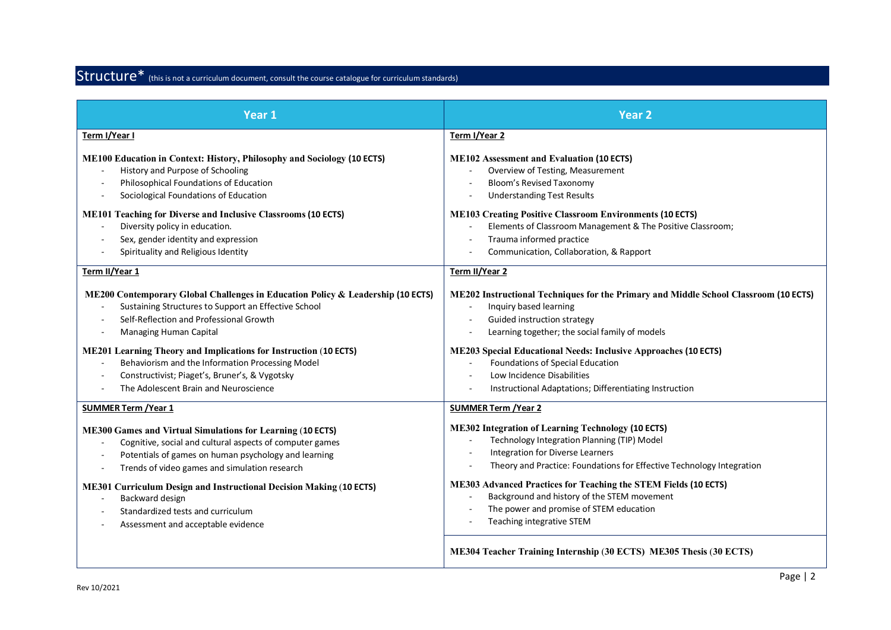# Structure* (this is not a curriculum document, consult the course catalogue for curriculum standards)

| Year 1 | Year 2 |
| --- | --- |
| **Term I/Year I** | **Term I/Year 2** |
| **ME100 Education in Context: History, Philosophy and Sociology (10 ECTS)**<br>- History and Purpose of Schooling<br>- Philosophical Foundations of Education<br>- Sociological Foundations of Education | **ME102 Assessment and Evaluation (10 ECTS)**<br>- Overview of Testing, Measurement<br>- Bloom's Revised Taxonomy<br>- Understanding Test Results |
| **ME101 Teaching for Diverse and Inclusive Classrooms (10 ECTS)**<br>- Diversity policy in education.<br>- Sex, gender identity and expression<br>- Spirituality and Religious Identity | **ME103 Creating Positive Classroom Environments (10 ECTS)**<br>- Elements of Classroom Management & The Positive Classroom;<br>- Trauma informed practice<br>- Communication, Collaboration, & Rapport |
| **Term II/Year 1** | **Term II/Year 2** |
| **ME200 Contemporary Global Challenges in Education Policy & Leadership (10 ECTS)**<br>- Sustaining Structures to Support an Effective School<br>- Self-Reflection and Professional Growth<br>- Managing Human Capital | **ME202 Instructional Techniques for the Primary and Middle School Classroom (10 ECTS)**<br>- Inquiry based learning<br>- Guided instruction strategy<br>- Learning together; the social family of models |
| **ME201 Learning Theory and Implications for Instruction (10 ECTS)**<br>- Behaviorism and the Information Processing Model<br>- Constructivist; Piaget's, Bruner's, & Vygotsky<br>- The Adolescent Brain and Neuroscience | **ME203 Special Educational Needs: Inclusive Approaches (10 ECTS)**<br>- Foundations of Special Education<br>- Low Incidence Disabilities<br>- Instructional Adaptations; Differentiating Instruction |
| **SUMMER Term /Year 1** | **SUMMER Term /Year 2** |
| **ME300 Games and Virtual Simulations for Learning (10 ECTS)**<br>- Cognitive, social and cultural aspects of computer games<br>- Potentials of games on human psychology and learning<br>- Trends of video games and simulation research | **ME302 Integration of Learning Technology (10 ECTS)**<br>- Technology Integration Planning (TIP) Model<br>- Integration for Diverse Learners<br>- Theory and Practice: Foundations for Effective Technology Integration |
| **ME301 Curriculum Design and Instructional Decision Making (10 ECTS)**<br>- Backward design<br>- Standardized tests and curriculum<br>- Assessment and acceptable evidence | **ME303 Advanced Practices for Teaching the STEM Fields (10 ECTS)**<br>- Background and history of the STEM movement<br>- The power and promise of STEM education<br>- Teaching integrative STEM |
| | **ME304 Teacher Training Internship (30 ECTS) ME305 Thesis (30 ECTS)** |

Rev 10/2021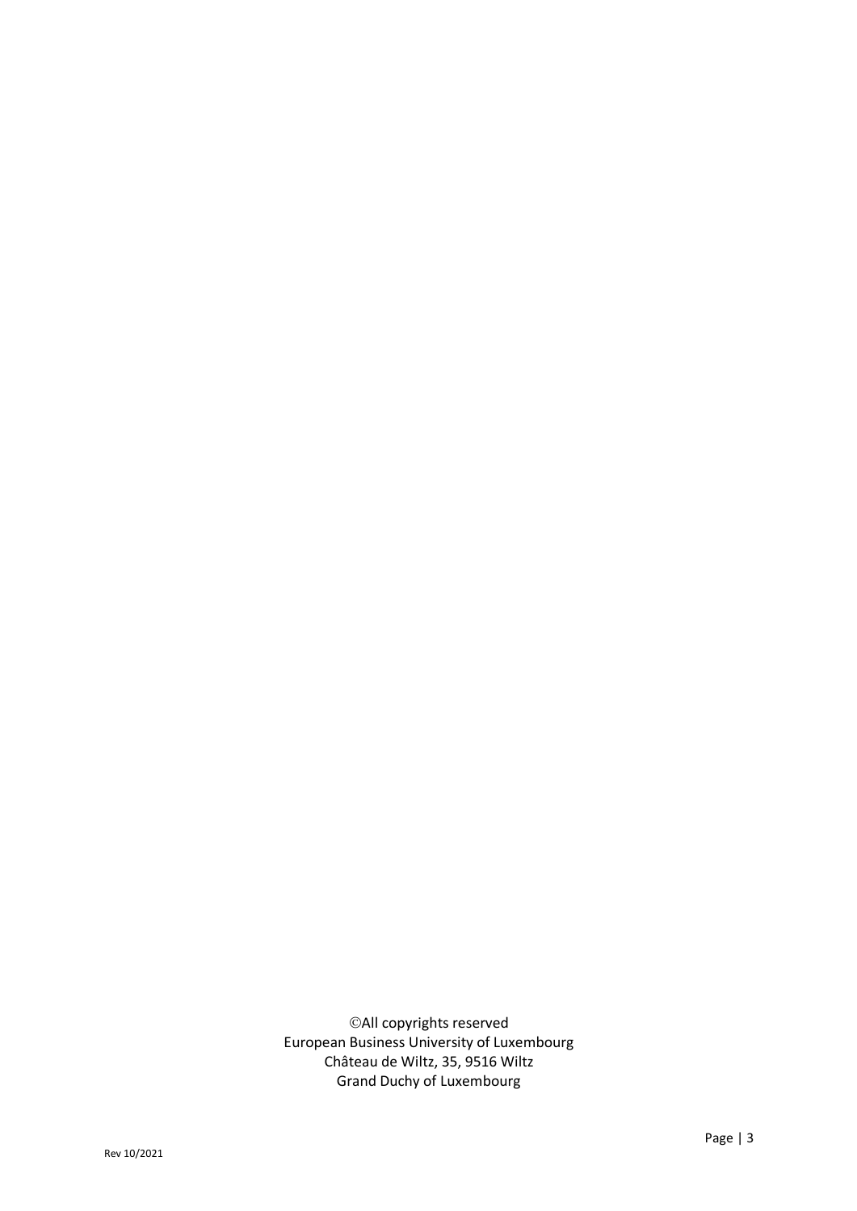©All copyrights reserved
European Business University of Luxembourg
Château de Wiltz, 35, 9516 Wiltz
Grand Duchy of Luxembourg

Rev 10/2021